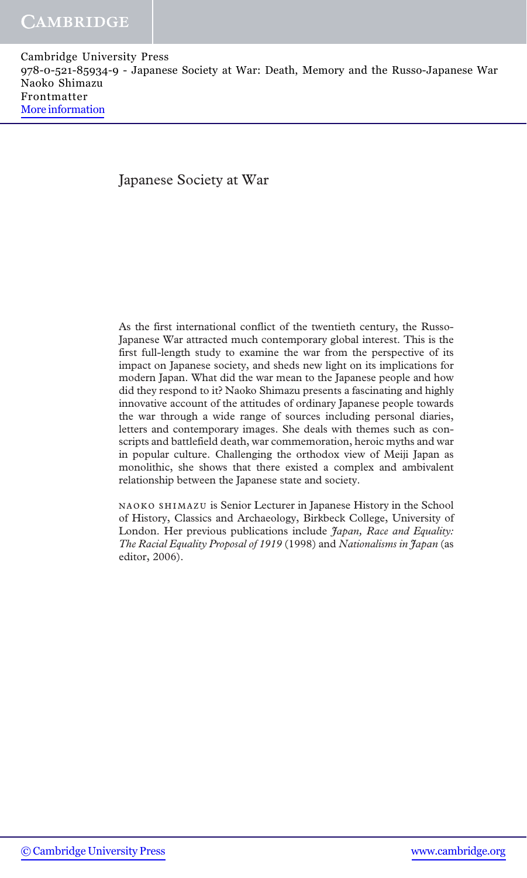# Japanese Society at War

As the first international conflict of the twentieth century, the Russo-Japanese War attracted much contemporary global interest. This is the first full-length study to examine the war from the perspective of its impact on Japanese society, and sheds new light on its implications for modern Japan. What did the war mean to the Japanese people and how did they respond to it? Naoko Shimazu presents a fascinating and highly innovative account of the attitudes of ordinary Japanese people towards the war through a wide range of sources including personal diaries, letters and contemporary images. She deals with themes such as conscripts and battlefield death, war commemoration, heroic myths and war in popular culture. Challenging the orthodox view of Meiji Japan as monolithic, she shows that there existed a complex and ambivalent relationship between the Japanese state and society.

NAOKO SHIMAZU is Senior Lecturer in Japanese History in the School of History, Classics and Archaeology, Birkbeck College, University of London. Her previous publications include *Japan, Race and Equality: The Racial Equality Proposal of 1919* (1998) and *Nationalisms in Japan* (as editor, 2006).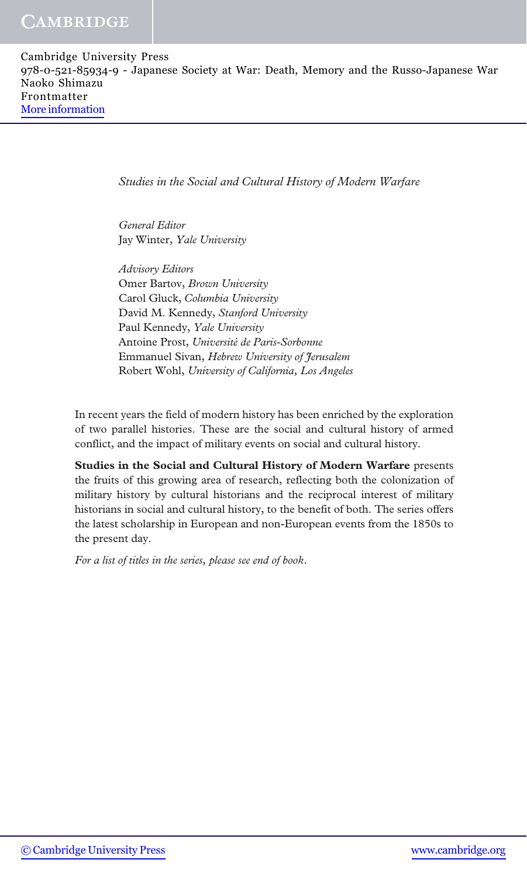*Studies in the Social and Cultural History of Modern Warfare*

*General Editor*
Jay Winter, *Yale University*

*Advisory Editors*
Omer Bartov, *Brown University*
Carol Gluck, *Columbia University*
David M. Kennedy, *Stanford University*
Paul Kennedy, *Yale University*
Antoine Prost, *Université de Paris-Sorbonne*
Emmanuel Sivan, *Hebrew University of Jerusalem*
Robert Wohl, *University of California, Los Angeles*

In recent years the field of modern history has been enriched by the exploration of two parallel histories. These are the social and cultural history of armed conflict, and the impact of military events on social and cultural history.

**Studies in the Social and Cultural History of Modern Warfare** presents the fruits of this growing area of research, reflecting both the colonization of military history by cultural historians and the reciprocal interest of military historians in social and cultural history, to the benefit of both. The series offers the latest scholarship in European and non-European events from the 1850s to the present day.

*For a list of titles in the series, please see end of book.*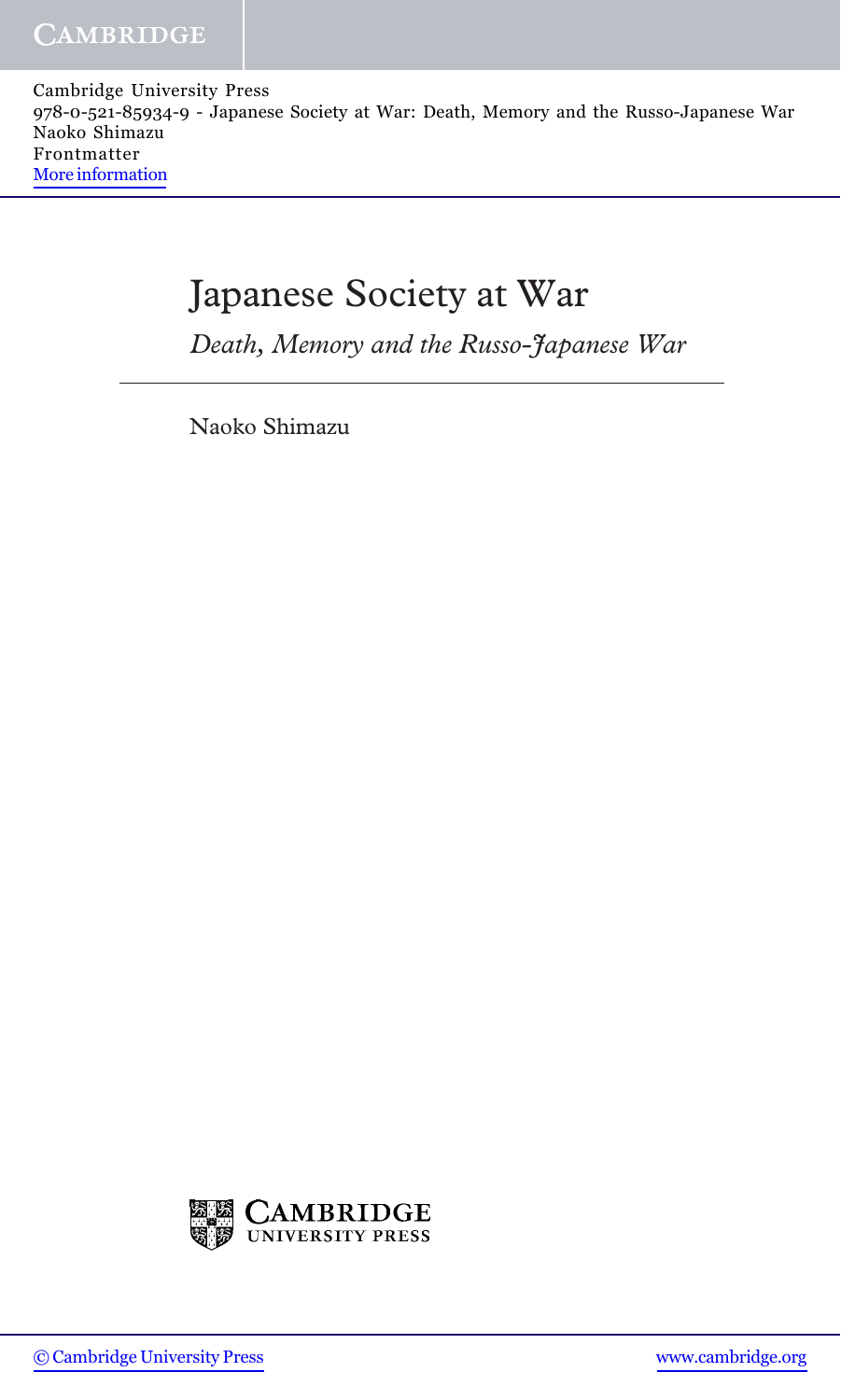# Japanese Society at War

*Death, Memory and the Russo-Japanese War*

Naoko Shimazu

CAMBRIDGE UNIVERSITY PRESS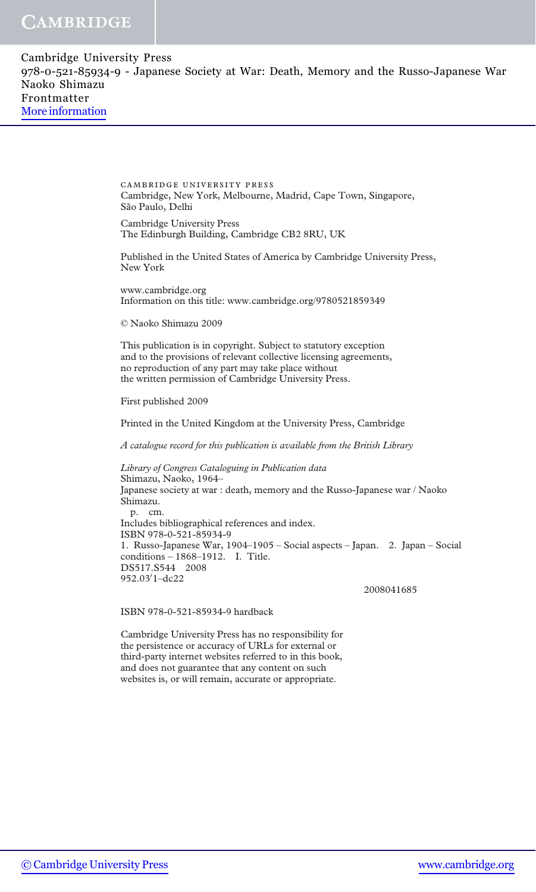CAMBRIDGE UNIVERSITY PRESS
Cambridge, New York, Melbourne, Madrid, Cape Town, Singapore,
São Paulo, Delhi

Cambridge University Press
The Edinburgh Building, Cambridge CB2 8RU, UK

Published in the United States of America by Cambridge University Press,
New York

www.cambridge.org
Information on this title: www.cambridge.org/9780521859349

© Naoko Shimazu 2009

This publication is in copyright. Subject to statutory exception
and to the provisions of relevant collective licensing agreements,
no reproduction of any part may take place without
the written permission of Cambridge University Press.

First published 2009

Printed in the United Kingdom at the University Press, Cambridge

*A catalogue record for this publication is available from the British Library*

*Library of Congress Cataloguing in Publication data*
Shimazu, Naoko, 1964–
Japanese society at war : death, memory and the Russo-Japanese war / Naoko
Shimazu.
p. cm.
Includes bibliographical references and index.
ISBN 978-0-521-85934-9
1. Russo-Japanese War, 1904–1905 – Social aspects – Japan. 2. Japan – Social
conditions – 1868–1912. I. Title.
DS517.S544 2008
952.03′1–dc22

2008041685

ISBN 978-0-521-85934-9 hardback

Cambridge University Press has no responsibility for
the persistence or accuracy of URLs for external or
third-party internet websites referred to in this book,
and does not guarantee that any content on such
websites is, or will remain, accurate or appropriate.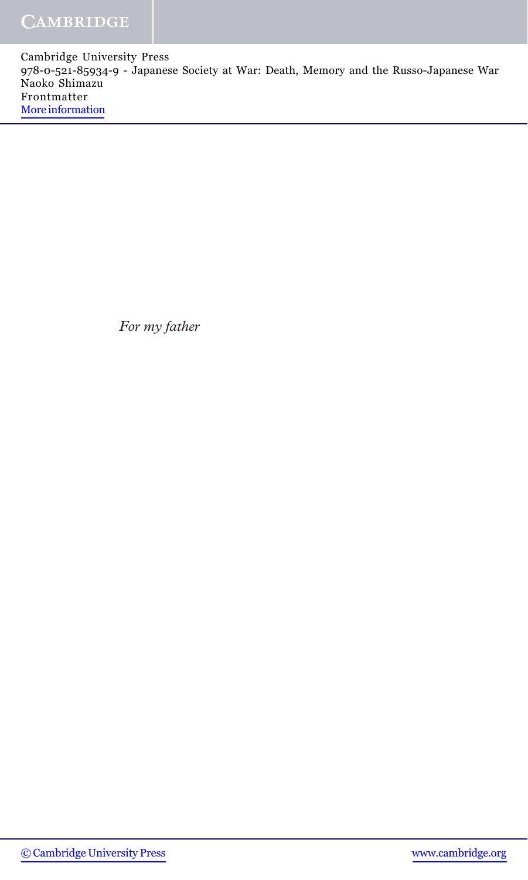*For my father*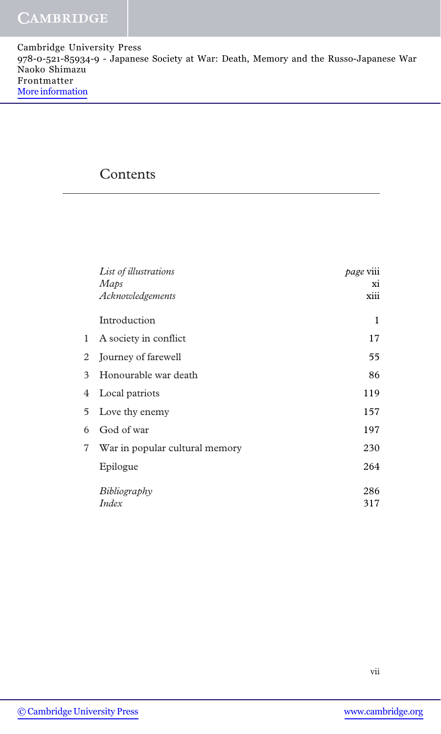# Contents

| | | |
|---|---|---|
| | *List of illustrations* | *page* viii |
| | *Maps* | xi |
| | *Acknowledgements* | xiii |
| | Introduction | 1 |
| 1 | A society in conflict | 17 |
| 2 | Journey of farewell | 55 |
| 3 | Honourable war death | 86 |
| 4 | Local patriots | 119 |
| 5 | Love thy enemy | 157 |
| 6 | God of war | 197 |
| 7 | War in popular cultural memory | 230 |
| | Epilogue | 264 |
| | *Bibliography* | 286 |
| | *Index* | 317 |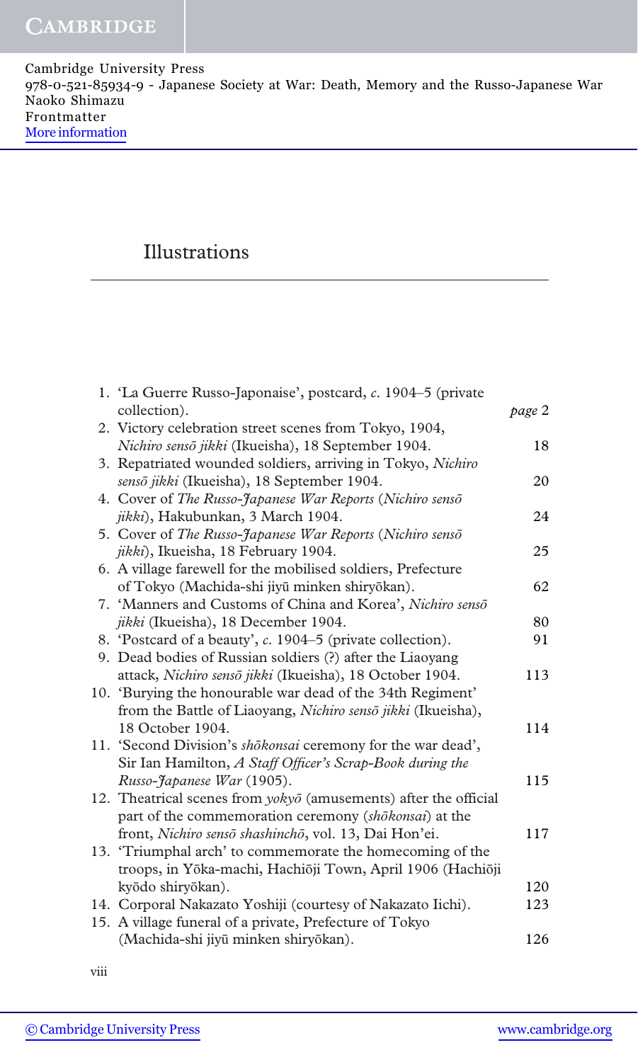# Illustrations

1. 'La Guerre Russo-Japonaise', postcard, *c.* 1904–5 (private collection). *page* 2
2. Victory celebration street scenes from Tokyo, 1904, *Nichiro sensō jikki* (Ikueisha), 18 September 1904. 18
3. Repatriated wounded soldiers, arriving in Tokyo, *Nichiro sensō jikki* (Ikueisha), 18 September 1904. 20
4. Cover of *The Russo-Japanese War Reports* (*Nichiro sensō jikki*), Hakubunkan, 3 March 1904. 24
5. Cover of *The Russo-Japanese War Reports* (*Nichiro sensō jikki*), Ikueisha, 18 February 1904. 25
6. A village farewell for the mobilised soldiers, Prefecture of Tokyo (Machida-shi jiyū minken shiryōkan). 62
7. 'Manners and Customs of China and Korea', *Nichiro sensō jikki* (Ikueisha), 18 December 1904. 80
8. 'Postcard of a beauty', *c.* 1904–5 (private collection). 91
9. Dead bodies of Russian soldiers (?) after the Liaoyang attack, *Nichiro sensō jikki* (Ikueisha), 18 October 1904. 113
10. 'Burying the honourable war dead of the 34th Regiment' from the Battle of Liaoyang, *Nichiro sensō jikki* (Ikueisha), 18 October 1904. 114
11. 'Second Division's *shōkonsai* ceremony for the war dead', Sir Ian Hamilton, *A Staff Officer's Scrap-Book during the Russo-Japanese War* (1905). 115
12. Theatrical scenes from *yokyō* (amusements) after the official part of the commemoration ceremony (*shōkonsai*) at the front, *Nichiro sensō shashinchō*, vol. 13, Dai Hon'ei. 117
13. 'Triumphal arch' to commemorate the homecoming of the troops, in Yōka-machi, Hachiōji Town, April 1906 (Hachiōji kyōdo shiryōkan). 120
14. Corporal Nakazato Yoshiji (courtesy of Nakazato Iichi). 123
15. A village funeral of a private, Prefecture of Tokyo (Machida-shi jiyū minken shiryōkan). 126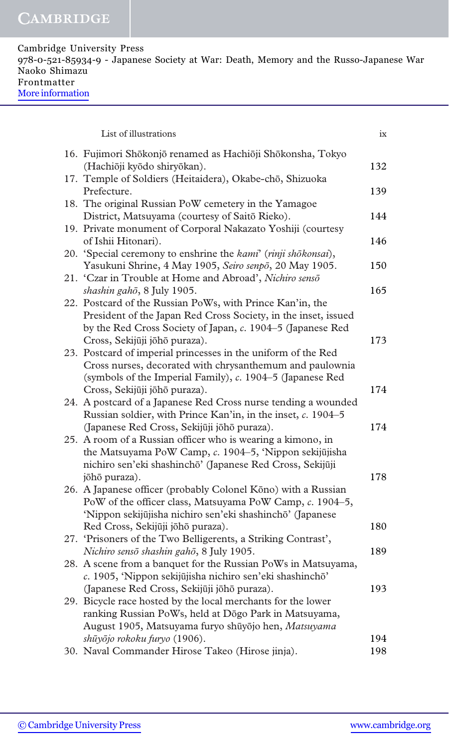16. Fujimori Shōkonjō renamed as Hachiōji Shōkonsha, Tokyo (Hachiōji kyōdo shiryōkan). 132
17. Temple of Soldiers (Heitaidera), Okabe-chō, Shizuoka Prefecture. 139
18. The original Russian PoW cemetery in the Yamagoe District, Matsuyama (courtesy of Saitō Rieko). 144
19. Private monument of Corporal Nakazato Yoshiji (courtesy of Ishii Hitonari). 146
20. 'Special ceremony to enshrine the *kami*' (*rinji shōkonsai*), Yasukuni Shrine, 4 May 1905, *Seiro senpō*, 20 May 1905. 150
21. 'Czar in Trouble at Home and Abroad', *Nichiro sensō shashin gahō*, 8 July 1905. 165
22. Postcard of the Russian PoWs, with Prince Kan'in, the President of the Japan Red Cross Society, in the inset, issued by the Red Cross Society of Japan, *c.* 1904–5 (Japanese Red Cross, Sekijūji jōhō puraza). 173
23. Postcard of imperial princesses in the uniform of the Red Cross nurses, decorated with chrysanthemum and paulownia (symbols of the Imperial Family), *c.* 1904–5 (Japanese Red Cross, Sekijūji jōhō puraza). 174
24. A postcard of a Japanese Red Cross nurse tending a wounded Russian soldier, with Prince Kan'in, in the inset, *c.* 1904–5 (Japanese Red Cross, Sekijūji jōhō puraza). 174
25. A room of a Russian officer who is wearing a kimono, in the Matsuyama PoW Camp, *c.* 1904–5, 'Nippon sekijūjisha nichiro sen'eki shashinchō' (Japanese Red Cross, Sekijūji jōhō puraza). 178
26. A Japanese officer (probably Colonel Kōno) with a Russian PoW of the officer class, Matsuyama PoW Camp, *c.* 1904–5, 'Nippon sekijūjisha nichiro sen'eki shashinchō' (Japanese Red Cross, Sekijūji jōhō puraza). 180
27. 'Prisoners of the Two Belligerents, a Striking Contrast', *Nichiro sensō shashin gahō*, 8 July 1905. 189
28. A scene from a banquet for the Russian PoWs in Matsuyama, *c.* 1905, 'Nippon sekijūjisha nichiro sen'eki shashinchō' (Japanese Red Cross, Sekijūji jōhō puraza). 193
29. Bicycle race hosted by the local merchants for the lower ranking Russian PoWs, held at Dōgo Park in Matsuyama, August 1905, Matsuyama furyo shūyōjo hen, *Matsuyama shūyōjo rokoku furyo* (1906). 194
30. Naval Commander Hirose Takeo (Hirose jinja). 198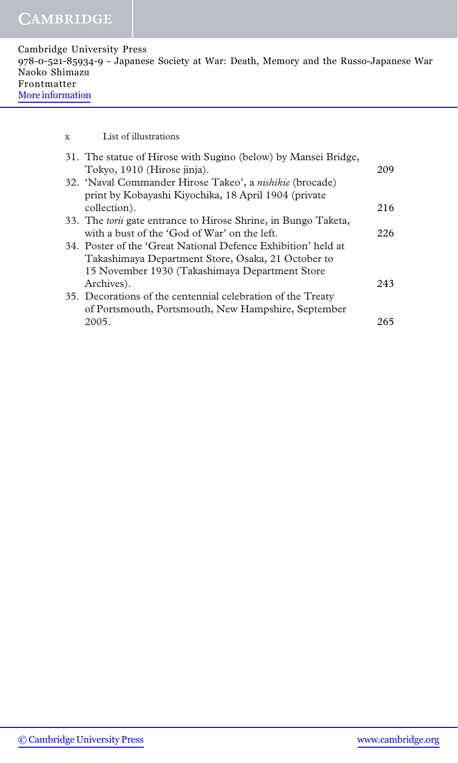31. The statue of Hirose with Sugino (below) by Mansei Bridge, Tokyo, 1910 (Hirose jinja). 209
32. 'Naval Commander Hirose Takeo', a *nishikie* (brocade) print by Kobayashi Kiyochika, 18 April 1904 (private collection). 216
33. The *torii* gate entrance to Hirose Shrine, in Bungo Taketa, with a bust of the 'God of War' on the left. 226
34. Poster of the 'Great National Defence Exhibition' held at Takashimaya Department Store, Osaka, 21 October to 15 November 1930 (Takashimaya Department Store Archives). 243
35. Decorations of the centennial celebration of the Treaty of Portsmouth, Portsmouth, New Hampshire, September 2005. 265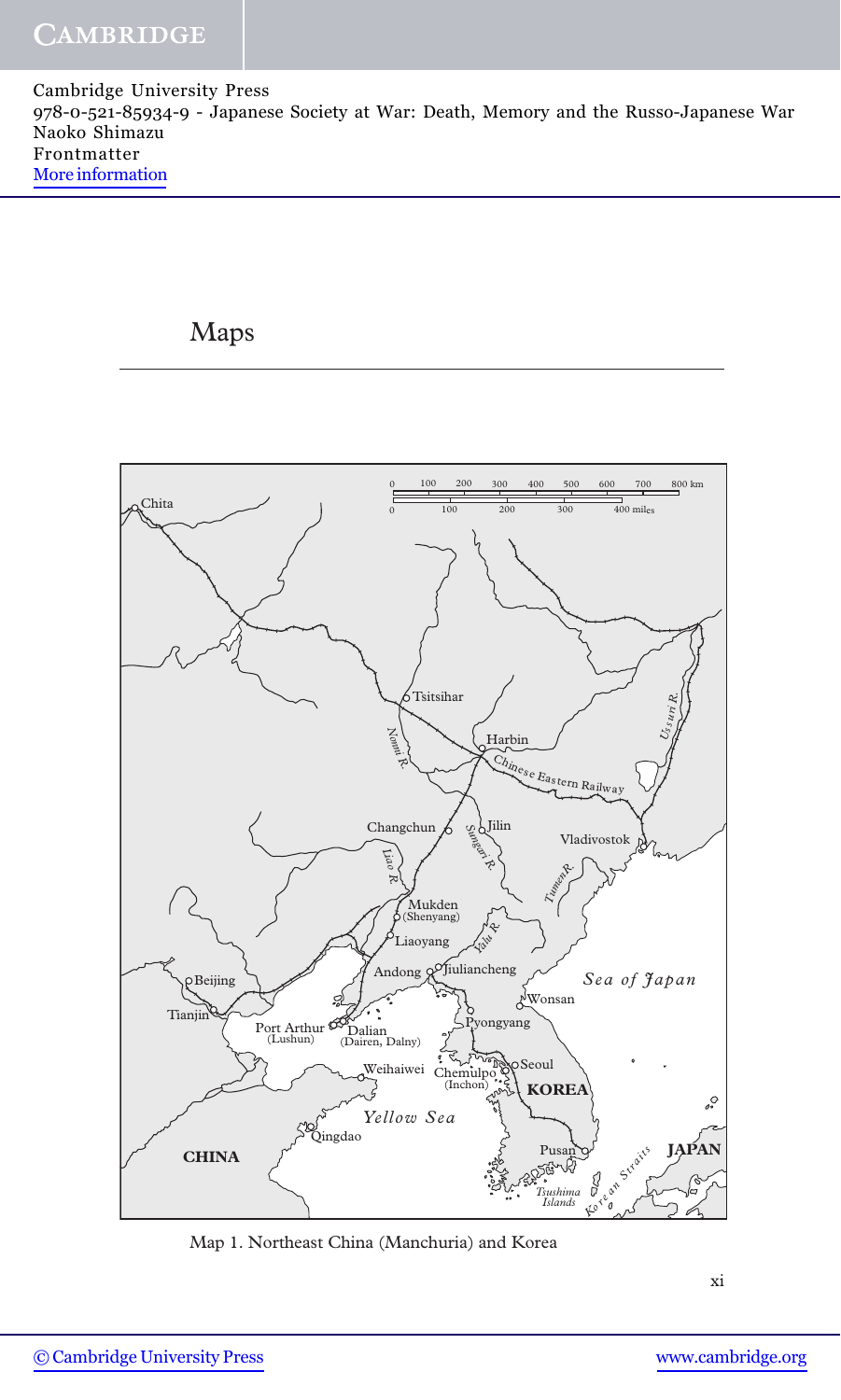# Maps

Map 1. Northeast China (Manchuria) and Korea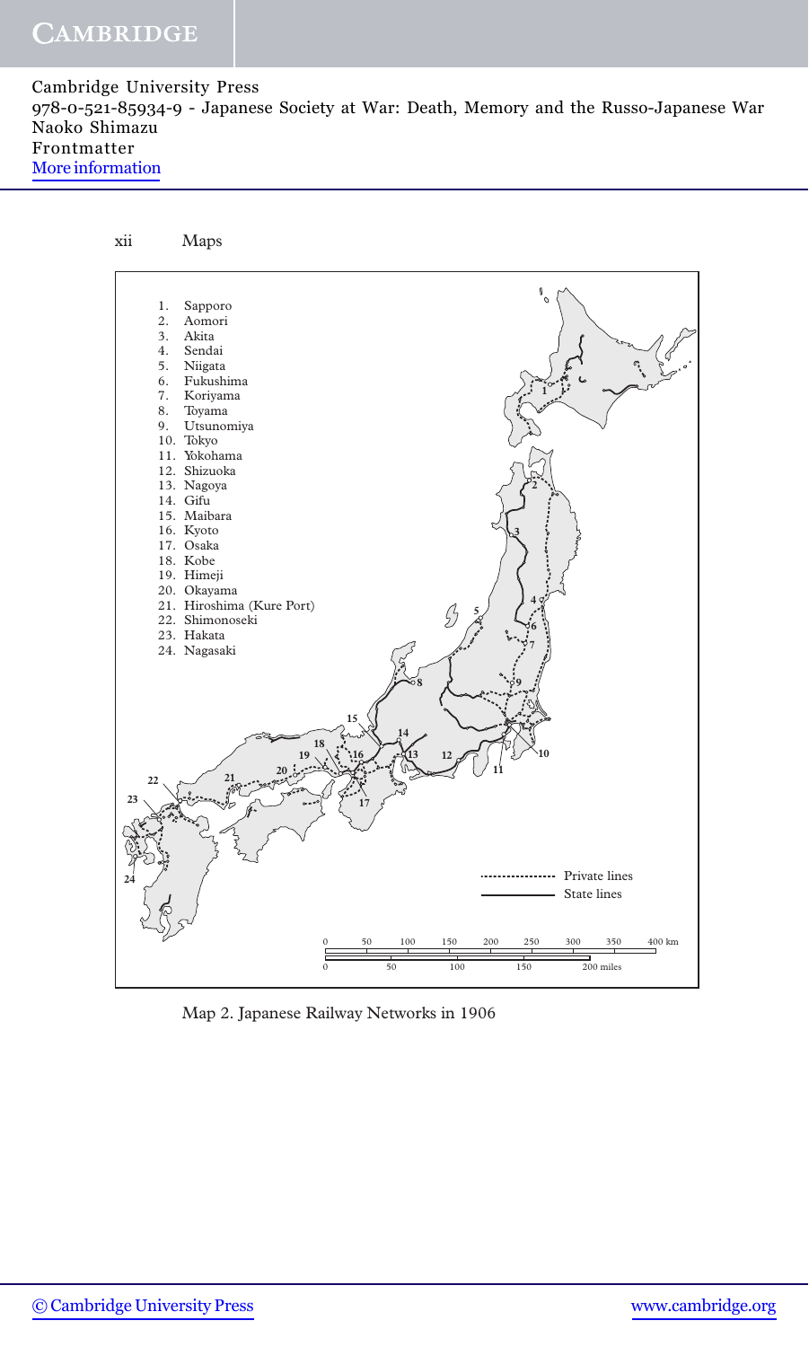1. Sapporo
2. Aomori
3. Akita
4. Sendai
5. Niigata
6. Fukushima
7. Koriyama
8. Toyama
9. Utsunomiya
10. Tokyo
11. Yokohama
12. Shizuoka
13. Nagoya
14. Gifu
15. Maibara
16. Kyoto
17. Osaka
18. Kobe
19. Himeji
20. Okayama
21. Hiroshima (Kure Port)
22. Shimonoseki
23. Hakata
24. Nagasaki

Private lines
State lines

0 50 100 150 200 250 300 350 400 km

0 50 100 150 200 miles

Map 2. Japanese Railway Networks in 1906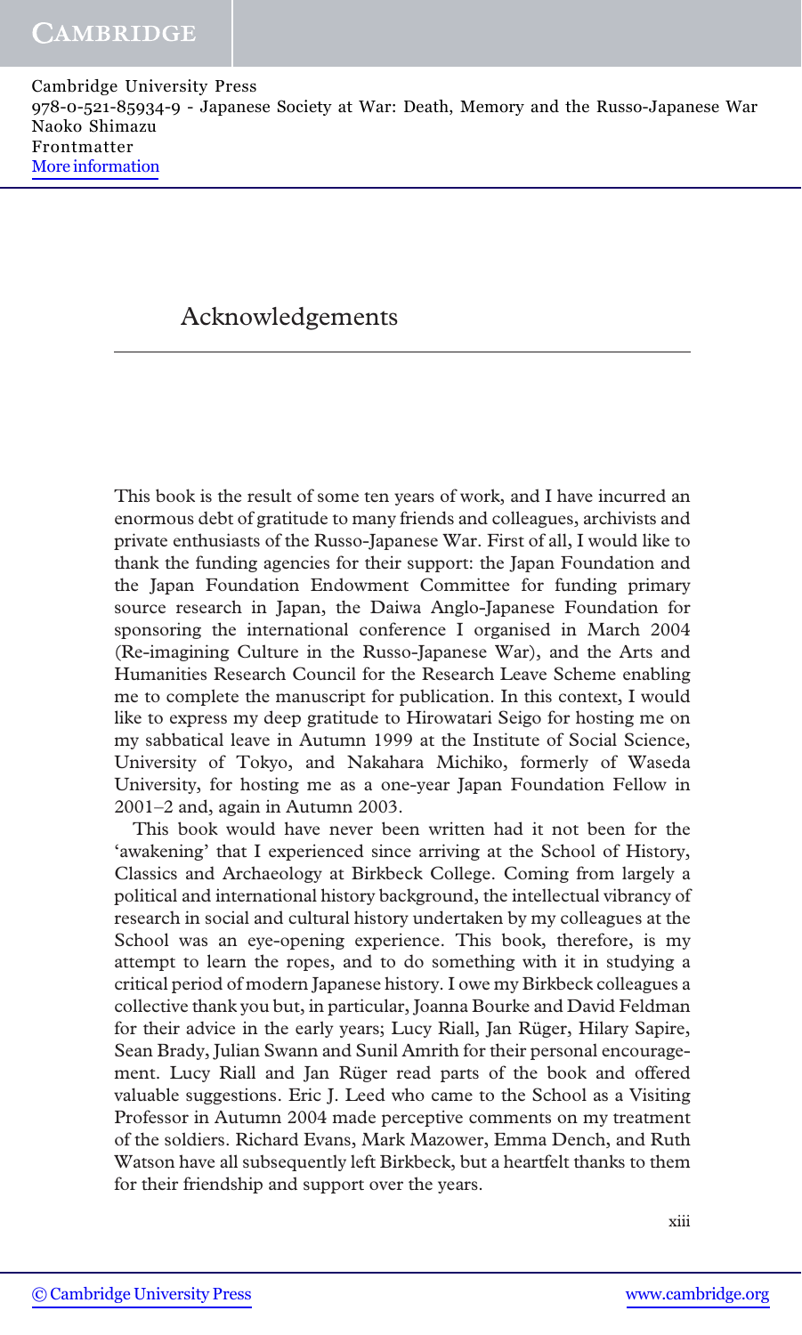# Acknowledgements

This book is the result of some ten years of work, and I have incurred an enormous debt of gratitude to many friends and colleagues, archivists and private enthusiasts of the Russo-Japanese War. First of all, I would like to thank the funding agencies for their support: the Japan Foundation and the Japan Foundation Endowment Committee for funding primary source research in Japan, the Daiwa Anglo-Japanese Foundation for sponsoring the international conference I organised in March 2004 (Re-imagining Culture in the Russo-Japanese War), and the Arts and Humanities Research Council for the Research Leave Scheme enabling me to complete the manuscript for publication. In this context, I would like to express my deep gratitude to Hirowatari Seigo for hosting me on my sabbatical leave in Autumn 1999 at the Institute of Social Science, University of Tokyo, and Nakahara Michiko, formerly of Waseda University, for hosting me as a one-year Japan Foundation Fellow in 2001–2 and, again in Autumn 2003.

This book would have never been written had it not been for the 'awakening' that I experienced since arriving at the School of History, Classics and Archaeology at Birkbeck College. Coming from largely a political and international history background, the intellectual vibrancy of research in social and cultural history undertaken by my colleagues at the School was an eye-opening experience. This book, therefore, is my attempt to learn the ropes, and to do something with it in studying a critical period of modern Japanese history. I owe my Birkbeck colleagues a collective thank you but, in particular, Joanna Bourke and David Feldman for their advice in the early years; Lucy Riall, Jan Rüger, Hilary Sapire, Sean Brady, Julian Swann and Sunil Amrith for their personal encouragement. Lucy Riall and Jan Rüger read parts of the book and offered valuable suggestions. Eric J. Leed who came to the School as a Visiting Professor in Autumn 2004 made perceptive comments on my treatment of the soldiers. Richard Evans, Mark Mazower, Emma Dench, and Ruth Watson have all subsequently left Birkbeck, but a heartfelt thanks to them for their friendship and support over the years.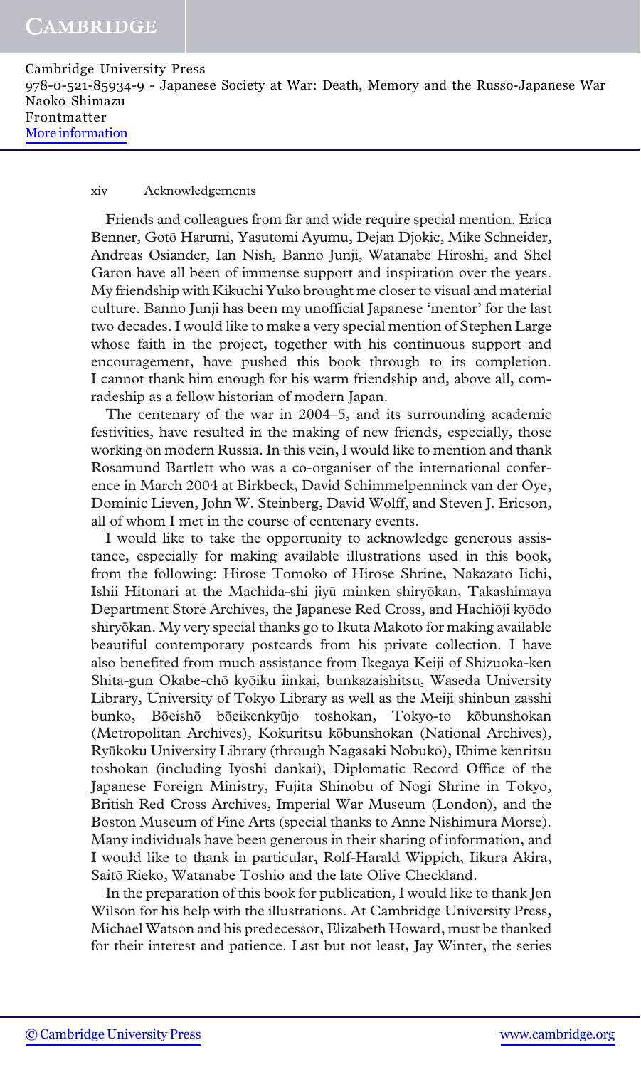Friends and colleagues from far and wide require special mention. Erica Benner, Gotō Harumi, Yasutomi Ayumu, Dejan Djokic, Mike Schneider, Andreas Osiander, Ian Nish, Banno Junji, Watanabe Hiroshi, and Shel Garon have all been of immense support and inspiration over the years. My friendship with Kikuchi Yuko brought me closer to visual and material culture. Banno Junji has been my unofficial Japanese 'mentor' for the last two decades. I would like to make a very special mention of Stephen Large whose faith in the project, together with his continuous support and encouragement, have pushed this book through to its completion. I cannot thank him enough for his warm friendship and, above all, comradeship as a fellow historian of modern Japan.

The centenary of the war in 2004–5, and its surrounding academic festivities, have resulted in the making of new friends, especially, those working on modern Russia. In this vein, I would like to mention and thank Rosamund Bartlett who was a co-organiser of the international conference in March 2004 at Birkbeck, David Schimmelpenninck van der Oye, Dominic Lieven, John W. Steinberg, David Wolff, and Steven J. Ericson, all of whom I met in the course of centenary events.

I would like to take the opportunity to acknowledge generous assistance, especially for making available illustrations used in this book, from the following: Hirose Tomoko of Hirose Shrine, Nakazato Iichi, Ishii Hitonari at the Machida-shi jiyū minken shiryōkan, Takashimaya Department Store Archives, the Japanese Red Cross, and Hachiōji kyōdo shiryōkan. My very special thanks go to Ikuta Makoto for making available beautiful contemporary postcards from his private collection. I have also benefited from much assistance from Ikegaya Keiji of Shizuoka-ken Shita-gun Okabe-chō kyōiku iinkai, bunkazaishitsu, Waseda University Library, University of Tokyo Library as well as the Meiji shinbun zasshi bunko, Bōeishō bōeikenkyūjo toshokan, Tokyo-to kōbunshokan (Metropolitan Archives), Kokuritsu kōbunshokan (National Archives), Ryūkoku University Library (through Nagasaki Nobuko), Ehime kenritsu toshokan (including Iyoshi dankai), Diplomatic Record Office of the Japanese Foreign Ministry, Fujita Shinobu of Nogi Shrine in Tokyo, British Red Cross Archives, Imperial War Museum (London), and the Boston Museum of Fine Arts (special thanks to Anne Nishimura Morse). Many individuals have been generous in their sharing of information, and I would like to thank in particular, Rolf-Harald Wippich, Iikura Akira, Saitō Rieko, Watanabe Toshio and the late Olive Checkland.

In the preparation of this book for publication, I would like to thank Jon Wilson for his help with the illustrations. At Cambridge University Press, Michael Watson and his predecessor, Elizabeth Howard, must be thanked for their interest and patience. Last but not least, Jay Winter, the series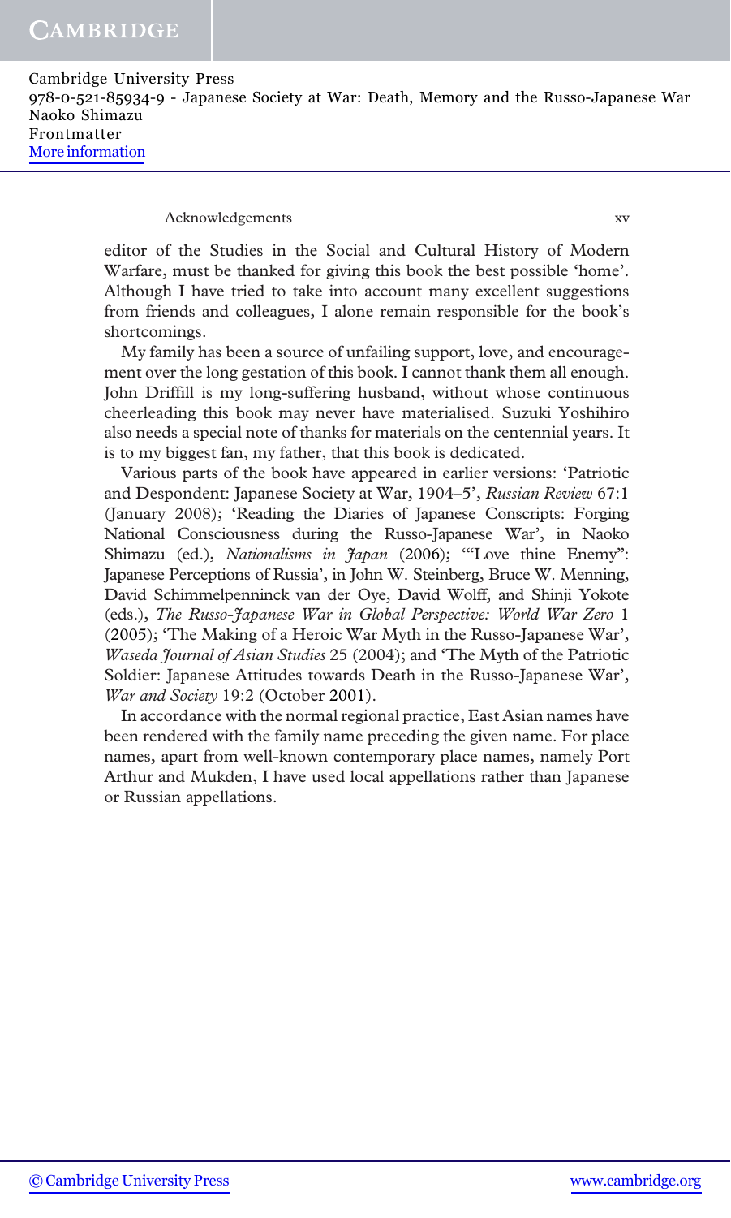editor of the Studies in the Social and Cultural History of Modern Warfare, must be thanked for giving this book the best possible 'home'. Although I have tried to take into account many excellent suggestions from friends and colleagues, I alone remain responsible for the book's shortcomings.

My family has been a source of unfailing support, love, and encouragement over the long gestation of this book. I cannot thank them all enough. John Driffill is my long-suffering husband, without whose continuous cheerleading this book may never have materialised. Suzuki Yoshihiro also needs a special note of thanks for materials on the centennial years. It is to my biggest fan, my father, that this book is dedicated.

Various parts of the book have appeared in earlier versions: 'Patriotic and Despondent: Japanese Society at War, 1904–5', *Russian Review* 67:1 (January 2008); 'Reading the Diaries of Japanese Conscripts: Forging National Consciousness during the Russo-Japanese War', in Naoko Shimazu (ed.), *Nationalisms in Japan* (2006); '"Love thine Enemy": Japanese Perceptions of Russia', in John W. Steinberg, Bruce W. Menning, David Schimmelpenninck van der Oye, David Wolff, and Shinji Yokote (eds.), *The Russo-Japanese War in Global Perspective: World War Zero* 1 (2005); 'The Making of a Heroic War Myth in the Russo-Japanese War', *Waseda Journal of Asian Studies* 25 (2004); and 'The Myth of the Patriotic Soldier: Japanese Attitudes towards Death in the Russo-Japanese War', *War and Society* 19:2 (October 2001).

In accordance with the normal regional practice, East Asian names have been rendered with the family name preceding the given name. For place names, apart from well-known contemporary place names, namely Port Arthur and Mukden, I have used local appellations rather than Japanese or Russian appellations.